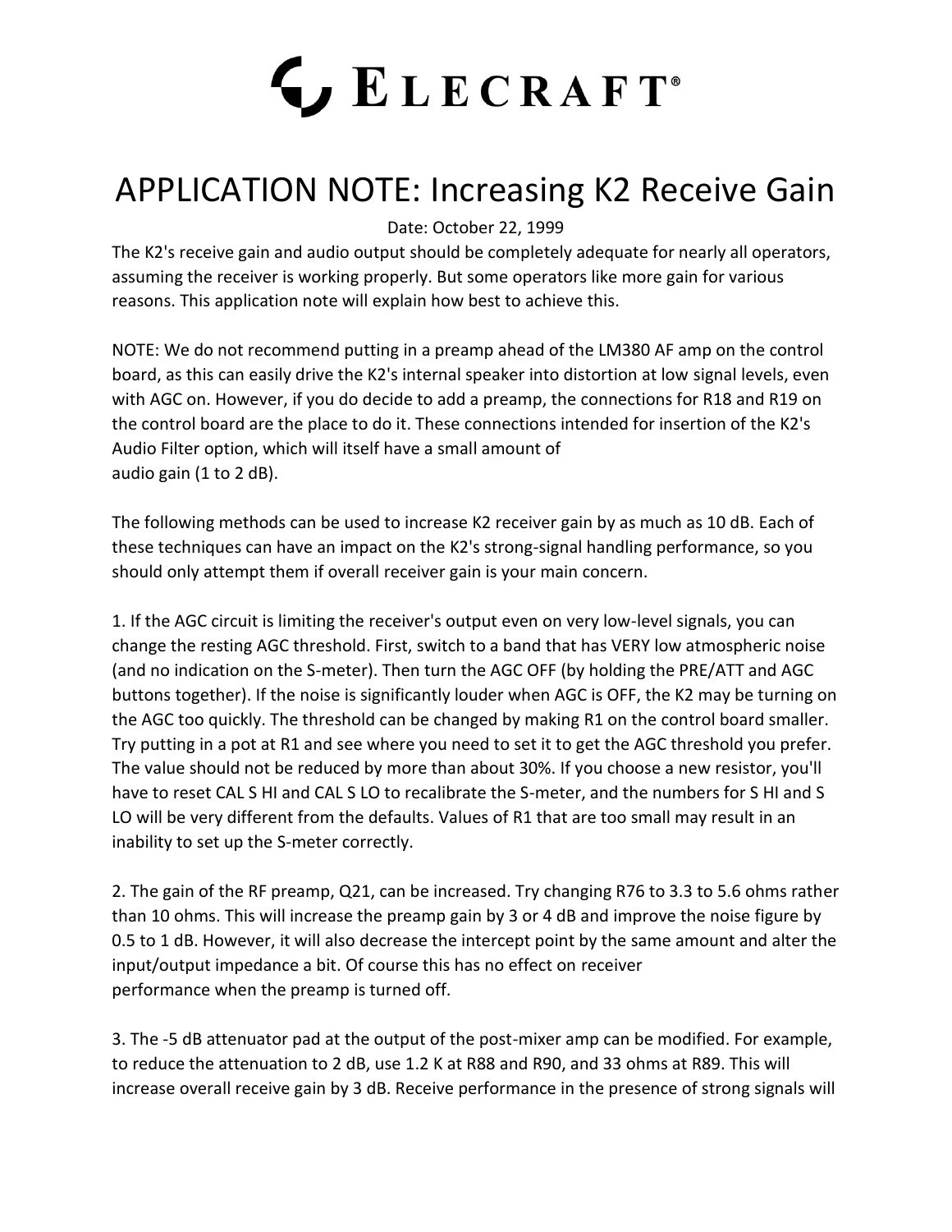# ELECRAFT®

# APPLICATION NOTE: Increasing K2 Receive Gain

Date: October 22, 1999

The K2's receive gain and audio output should be completely adequate for nearly all operators, assuming the receiver is working properly. But some operators like more gain for various reasons. This application note will explain how best to achieve this.

NOTE: We do not recommend putting in a preamp ahead of the LM380 AF amp on the control board, as this can easily drive the K2's internal speaker into distortion at low signal levels, even with AGC on. However, if you do decide to add a preamp, the connections for R18 and R19 on the control board are the place to do it. These connections intended for insertion of the K2's Audio Filter option, which will itself have a small amount of audio gain (1 to 2 dB).

The following methods can be used to increase K2 receiver gain by as much as 10 dB. Each of these techniques can have an impact on the K2's strong-signal handling performance, so you should only attempt them if overall receiver gain is your main concern.

1. If the AGC circuit is limiting the receiver's output even on very low-level signals, you can change the resting AGC threshold. First, switch to a band that has VERY low atmospheric noise (and no indication on the S-meter). Then turn the AGC OFF (by holding the PRE/ATT and AGC buttons together). If the noise is significantly louder when AGC is OFF, the K2 may be turning on the AGC too quickly. The threshold can be changed by making R1 on the control board smaller. Try putting in a pot at R1 and see where you need to set it to get the AGC threshold you prefer. The value should not be reduced by more than about 30%. If you choose a new resistor, you'll have to reset CAL S HI and CAL S LO to recalibrate the S-meter, and the numbers for S HI and S LO will be very different from the defaults. Values of R1 that are too small may result in an inability to set up the S-meter correctly.

2. The gain of the RF preamp, Q21, can be increased. Try changing R76 to 3.3 to 5.6 ohms rather than 10 ohms. This will increase the preamp gain by 3 or 4 dB and improve the noise figure by 0.5 to 1 dB. However, it will also decrease the intercept point by the same amount and alter the input/output impedance a bit. Of course this has no effect on receiver performance when the preamp is turned off.

3. The -5 dB attenuator pad at the output of the post-mixer amp can be modified. For example, to reduce the attenuation to 2 dB, use 1.2 K at R88 and R90, and 33 ohms at R89. This will increase overall receive gain by 3 dB. Receive performance in the presence of strong signals will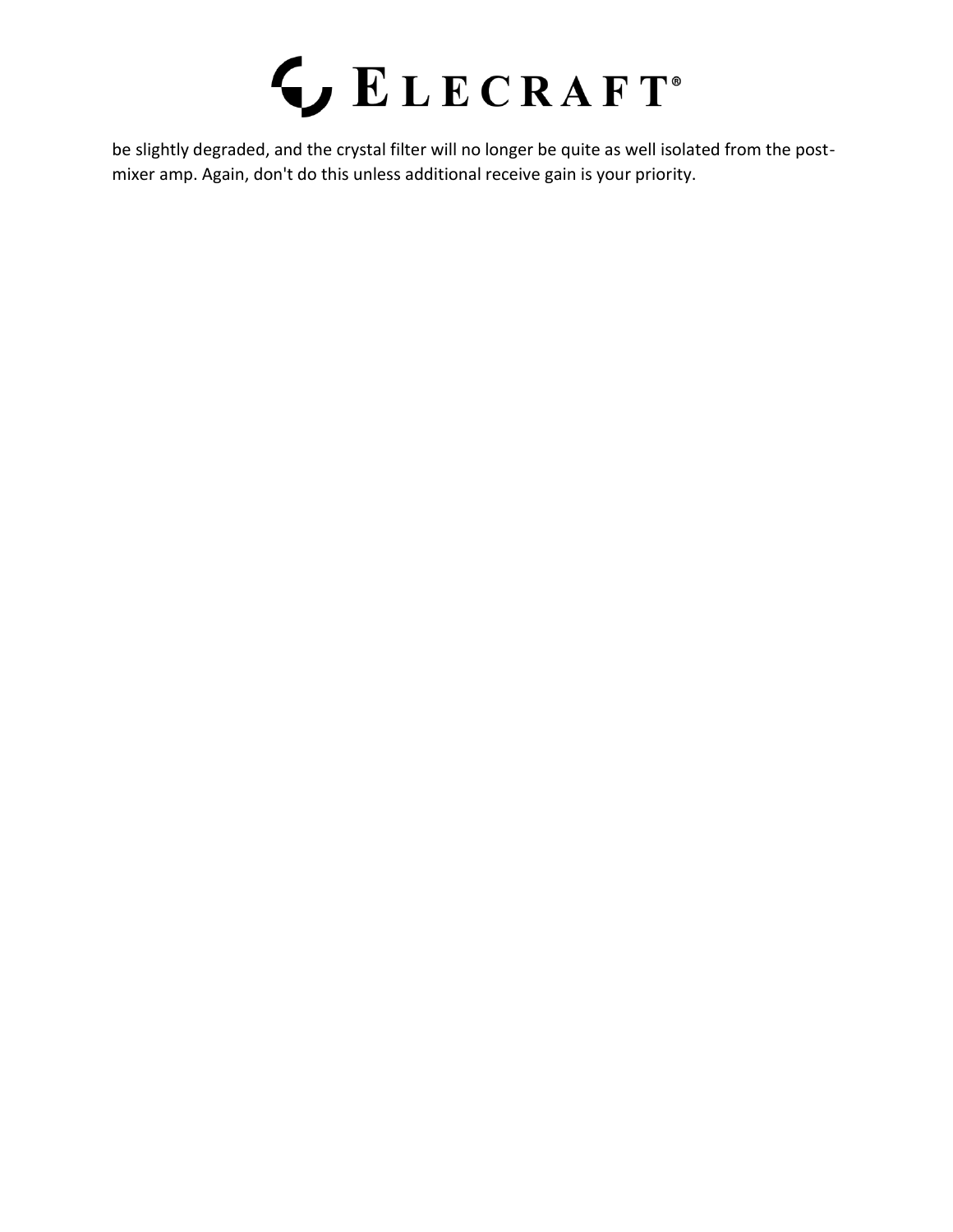be slightly degraded, and the crystal filter will no longer be quite as well isolated from the post-mixer amp. Again, don't do this unless additional receive gain is your priority.